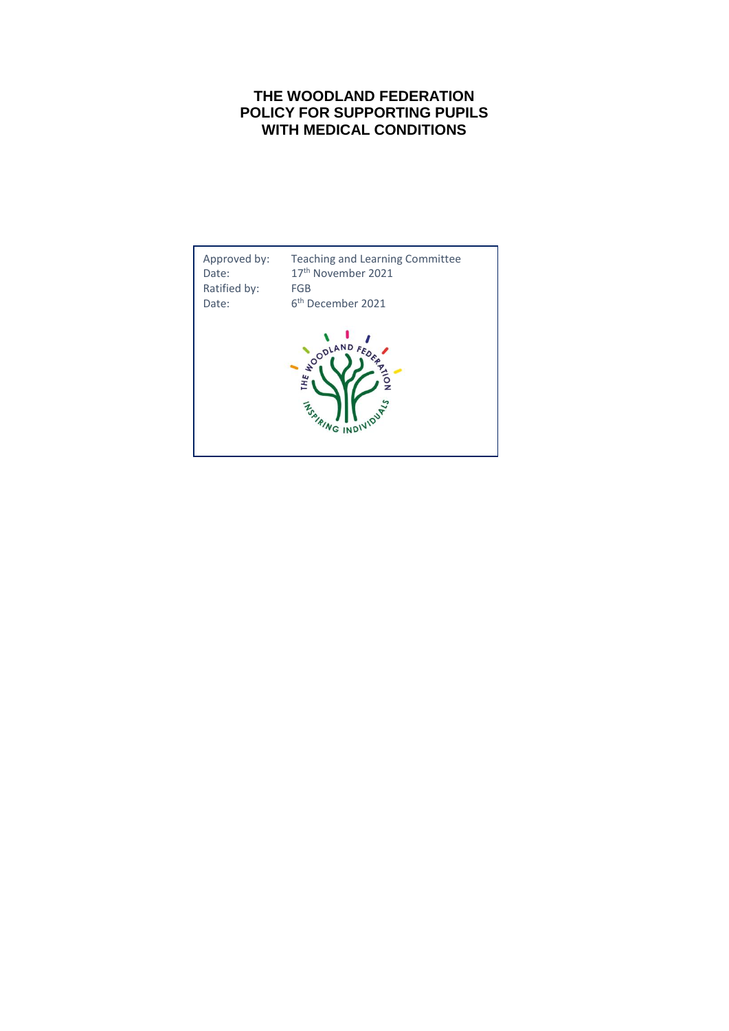# THE WOODLAND FEDERATION POLICY FOR SUPPORTING PUPILS WITH MEDICAL CONDITIONS

| | |
|---|---|
| Approved by: | Teaching and Learning Committee |
| Date: | 17th November 2021 |
| Ratified by: | FGB |
| Date: | 6th December 2021 |

THE WOODLAND FEDERATION

INSPIRING INDIVIDUALS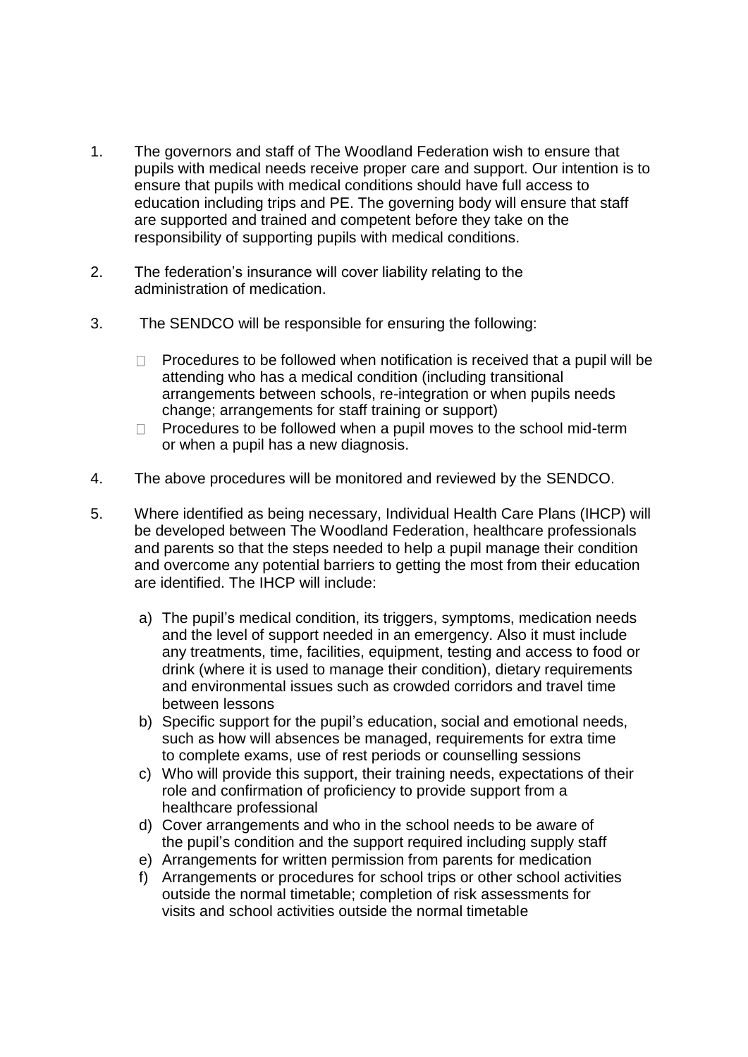1. The governors and staff of The Woodland Federation wish to ensure that pupils with medical needs receive proper care and support. Our intention is to ensure that pupils with medical conditions should have full access to education including trips and PE. The governing body will ensure that staff are supported and trained and competent before they take on the responsibility of supporting pupils with medical conditions.

2. The federation's insurance will cover liability relating to the administration of medication.

3. The SENDCO will be responsible for ensuring the following:

   - Procedures to be followed when notification is received that a pupil will be attending who has a medical condition (including transitional arrangements between schools, re-integration or when pupils needs change; arrangements for staff training or support)
   - Procedures to be followed when a pupil moves to the school mid-term or when a pupil has a new diagnosis.

4. The above procedures will be monitored and reviewed by the SENDCO.

5. Where identified as being necessary, Individual Health Care Plans (IHCP) will be developed between The Woodland Federation, healthcare professionals and parents so that the steps needed to help a pupil manage their condition and overcome any potential barriers to getting the most from their education are identified. The IHCP will include:

   a) The pupil's medical condition, its triggers, symptoms, medication needs and the level of support needed in an emergency. Also it must include any treatments, time, facilities, equipment, testing and access to food or drink (where it is used to manage their condition), dietary requirements and environmental issues such as crowded corridors and travel time between lessons
   b) Specific support for the pupil's education, social and emotional needs, such as how will absences be managed, requirements for extra time to complete exams, use of rest periods or counselling sessions
   c) Who will provide this support, their training needs, expectations of their role and confirmation of proficiency to provide support from a healthcare professional
   d) Cover arrangements and who in the school needs to be aware of the pupil's condition and the support required including supply staff
   e) Arrangements for written permission from parents for medication
   f) Arrangements or procedures for school trips or other school activities outside the normal timetable; completion of risk assessments for visits and school activities outside the normal timetable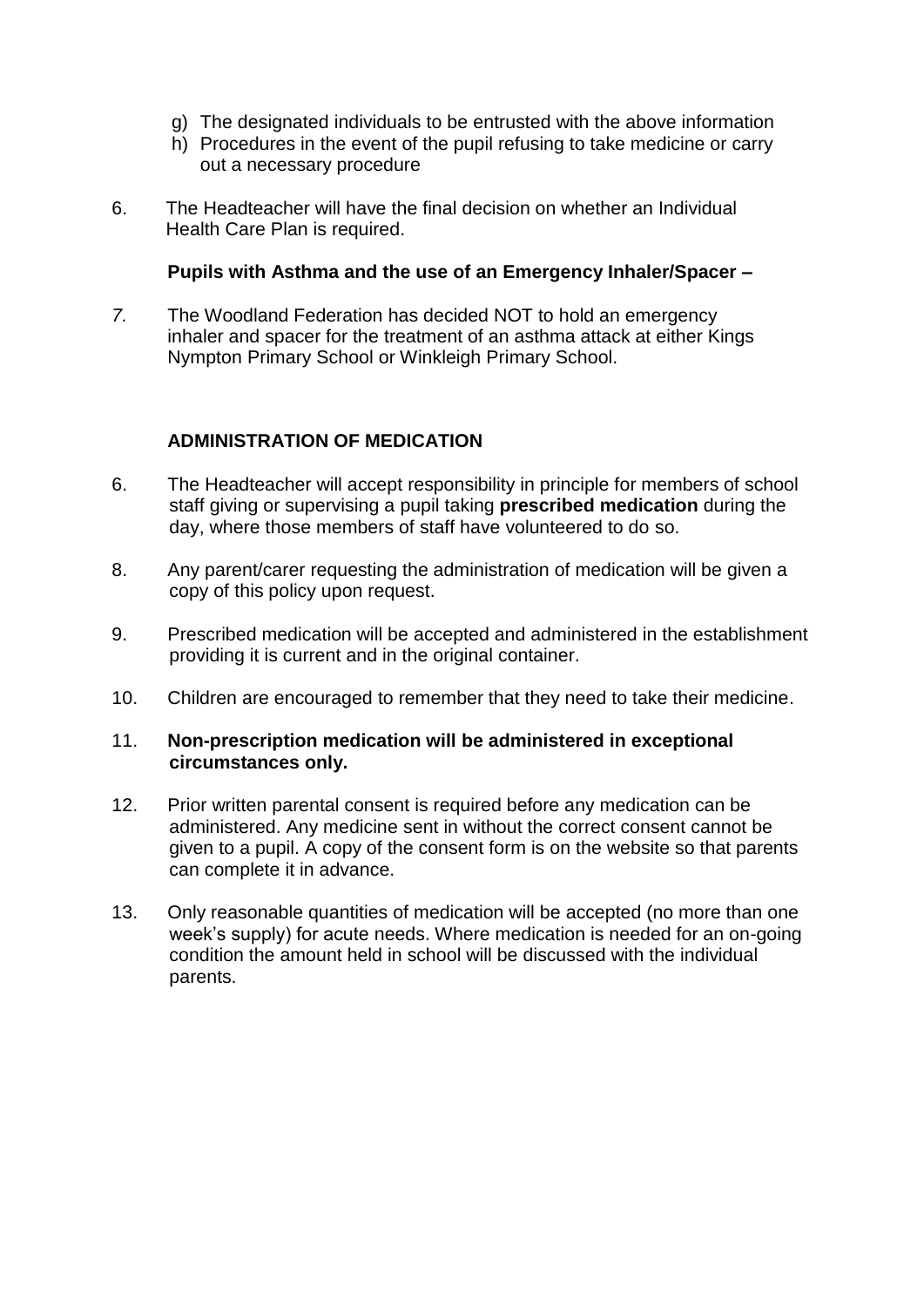g) The designated individuals to be entrusted with the above information
h) Procedures in the event of the pupil refusing to take medicine or carry out a necessary procedure

6. The Headteacher will have the final decision on whether an Individual Health Care Plan is required.

**Pupils with Asthma and the use of an Emergency Inhaler/Spacer –**

*7.* The Woodland Federation has decided NOT to hold an emergency inhaler and spacer for the treatment of an asthma attack at either Kings Nympton Primary School or Winkleigh Primary School.

**ADMINISTRATION OF MEDICATION**

6. The Headteacher will accept responsibility in principle for members of school staff giving or supervising a pupil taking **prescribed medication** during the day, where those members of staff have volunteered to do so.

8. Any parent/carer requesting the administration of medication will be given a copy of this policy upon request.

9. Prescribed medication will be accepted and administered in the establishment providing it is current and in the original container.

10. Children are encouraged to remember that they need to take their medicine.

11. **Non-prescription medication will be administered in exceptional circumstances only.**

12. Prior written parental consent is required before any medication can be administered. Any medicine sent in without the correct consent cannot be given to a pupil. A copy of the consent form is on the website so that parents can complete it in advance.

13. Only reasonable quantities of medication will be accepted (no more than one week's supply) for acute needs. Where medication is needed for an on-going condition the amount held in school will be discussed with the individual parents.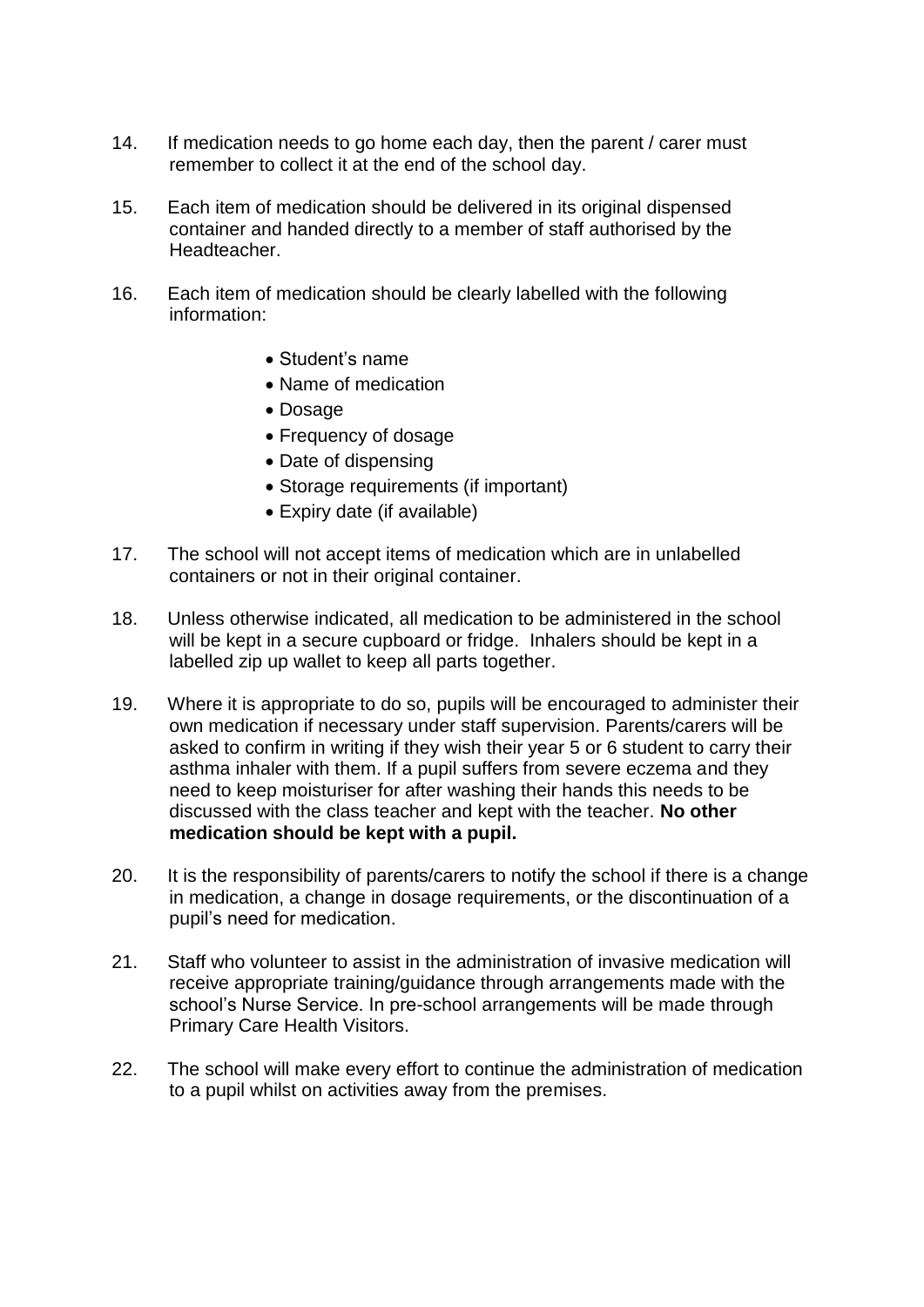14. If medication needs to go home each day, then the parent / carer must remember to collect it at the end of the school day.

15. Each item of medication should be delivered in its original dispensed container and handed directly to a member of staff authorised by the Headteacher.

16. Each item of medication should be clearly labelled with the following information:

    - Student's name
    - Name of medication
    - Dosage
    - Frequency of dosage
    - Date of dispensing
    - Storage requirements (if important)
    - Expiry date (if available)

17. The school will not accept items of medication which are in unlabelled containers or not in their original container.

18. Unless otherwise indicated, all medication to be administered in the school will be kept in a secure cupboard or fridge. Inhalers should be kept in a labelled zip up wallet to keep all parts together.

19. Where it is appropriate to do so, pupils will be encouraged to administer their own medication if necessary under staff supervision. Parents/carers will be asked to confirm in writing if they wish their year 5 or 6 student to carry their asthma inhaler with them. If a pupil suffers from severe eczema and they need to keep moisturiser for after washing their hands this needs to be discussed with the class teacher and kept with the teacher. **No other medication should be kept with a pupil.**

20. It is the responsibility of parents/carers to notify the school if there is a change in medication, a change in dosage requirements, or the discontinuation of a pupil's need for medication.

21. Staff who volunteer to assist in the administration of invasive medication will receive appropriate training/guidance through arrangements made with the school's Nurse Service. In pre-school arrangements will be made through Primary Care Health Visitors.

22. The school will make every effort to continue the administration of medication to a pupil whilst on activities away from the premises.